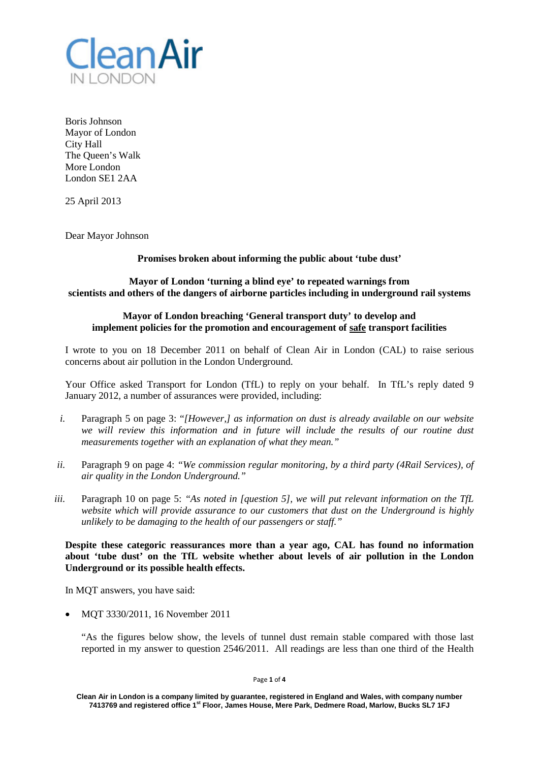Clean Air
IN LONDON

Boris Johnson
Mayor of London
City Hall
The Queen's Walk
More London
London SE1 2AA

25 April 2013

Dear Mayor Johnson

**Promises broken about informing the public about 'tube dust'**

**Mayor of London 'turning a blind eye' to repeated warnings from scientists and others of the dangers of airborne particles including in underground rail systems**

**Mayor of London breaching 'General transport duty' to develop and implement policies for the promotion and encouragement of <u>safe</u> transport facilities**

I wrote to you on 18 December 2011 on behalf of Clean Air in London (CAL) to raise serious concerns about air pollution in the London Underground.

Your Office asked Transport for London (TfL) to reply on your behalf. In TfL's reply dated 9 January 2012, a number of assurances were provided, including:

i. Paragraph 5 on page 3: "*[However,] as information on dust is already available on our website we will review this information and in future will include the results of our routine dust measurements together with an explanation of what they mean.*"

ii. Paragraph 9 on page 4: *"We commission regular monitoring, by a third party (4Rail Services), of air quality in the London Underground."*

iii. Paragraph 10 on page 5: *"As noted in [question 5], we will put relevant information on the TfL website which will provide assurance to our customers that dust on the Underground is highly unlikely to be damaging to the health of our passengers or staff."*

**Despite these categoric reassurances more than a year ago, CAL has found no information about 'tube dust' on the TfL website whether about levels of air pollution in the London Underground or its possible health effects.**

In MQT answers, you have said:

- MQT 3330/2011, 16 November 2011

  "As the figures below show, the levels of tunnel dust remain stable compared with those last reported in my answer to question 2546/2011. All readings are less than one third of the Health

Clean Air in London is a company limited by guarantee, registered in England and Wales, with company number 7413769 and registered office 1st Floor, James House, Mere Park, Dedmere Road, Marlow, Bucks SL7 1FJ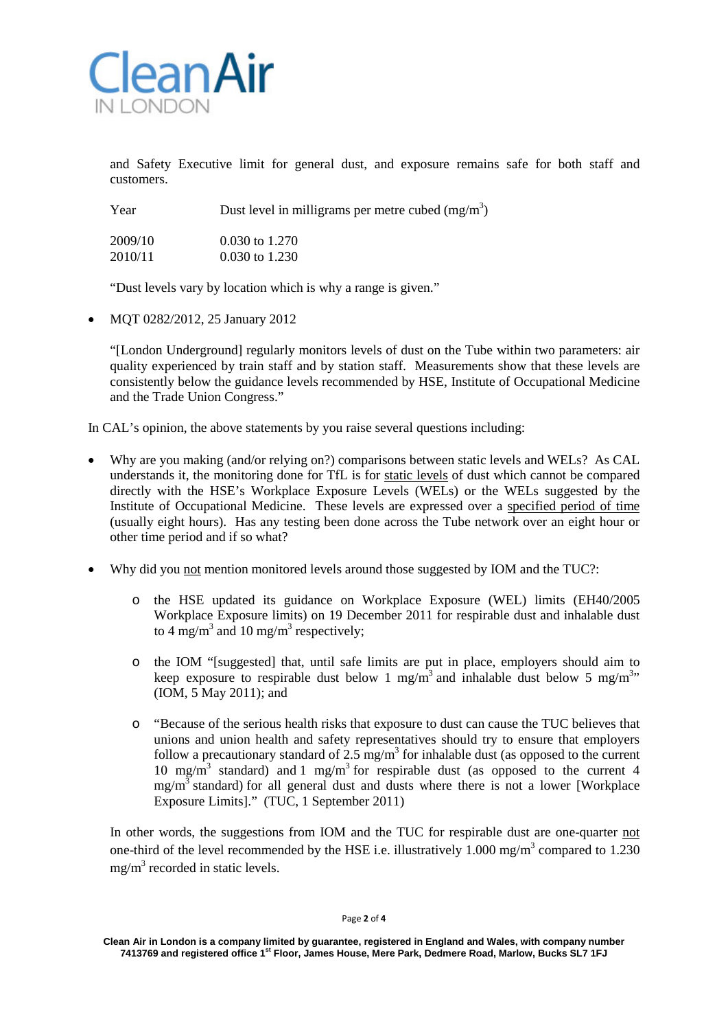and Safety Executive limit for general dust, and exposure remains safe for both staff and customers.

| Year | Dust level in milligrams per metre cubed ($mg/m^3$) |
| --- | --- |
| 2009/10 | 0.030 to 1.270 |
| 2010/11 | 0.030 to 1.230 |

"Dust levels vary by location which is why a range is given."

- MQT 0282/2012, 25 January 2012

"[London Underground] regularly monitors levels of dust on the Tube within two parameters: air quality experienced by train staff and by station staff. Measurements show that these levels are consistently below the guidance levels recommended by HSE, Institute of Occupational Medicine and the Trade Union Congress."

In CAL's opinion, the above statements by you raise several questions including:

- Why are you making (and/or relying on?) comparisons between static levels and WELs? As CAL understands it, the monitoring done for TfL is for <u>static levels</u> of dust which cannot be compared directly with the HSE's Workplace Exposure Levels (WELs) or the WELs suggested by the Institute of Occupational Medicine. These levels are expressed over a <u>specified period of time</u> (usually eight hours). Has any testing been done across the Tube network over an eight hour or other time period and if so what?

- Why did you <u>not</u> mention monitored levels around those suggested by IOM and the TUC?:

    - the HSE updated its guidance on Workplace Exposure (WEL) limits (EH40/2005 Workplace Exposure limits) on 19 December 2011 for respirable dust and inhalable dust to 4 $mg/m^3$ and 10 $mg/m^3$ respectively;

    - the IOM "[suggested] that, until safe limits are put in place, employers should aim to keep exposure to respirable dust below 1 $mg/m^3$ and inhalable dust below 5 $mg/m^3$" (IOM, 5 May 2011); and

    - "Because of the serious health risks that exposure to dust can cause the TUC believes that unions and union health and safety representatives should try to ensure that employers follow a precautionary standard of 2.5 $mg/m^3$ for inhalable dust (as opposed to the current 10 $mg/m^3$ standard) and 1 $mg/m^3$ for respirable dust (as opposed to the current 4 $mg/m^3$ standard) for all general dust and dusts where there is not a lower [Workplace Exposure Limits]." (TUC, 1 September 2011)

In other words, the suggestions from IOM and the TUC for respirable dust are one-quarter <u>not</u> one-third of the level recommended by the HSE i.e. illustratively 1.000 $mg/m^3$ compared to 1.230 $mg/m^3$ recorded in static levels.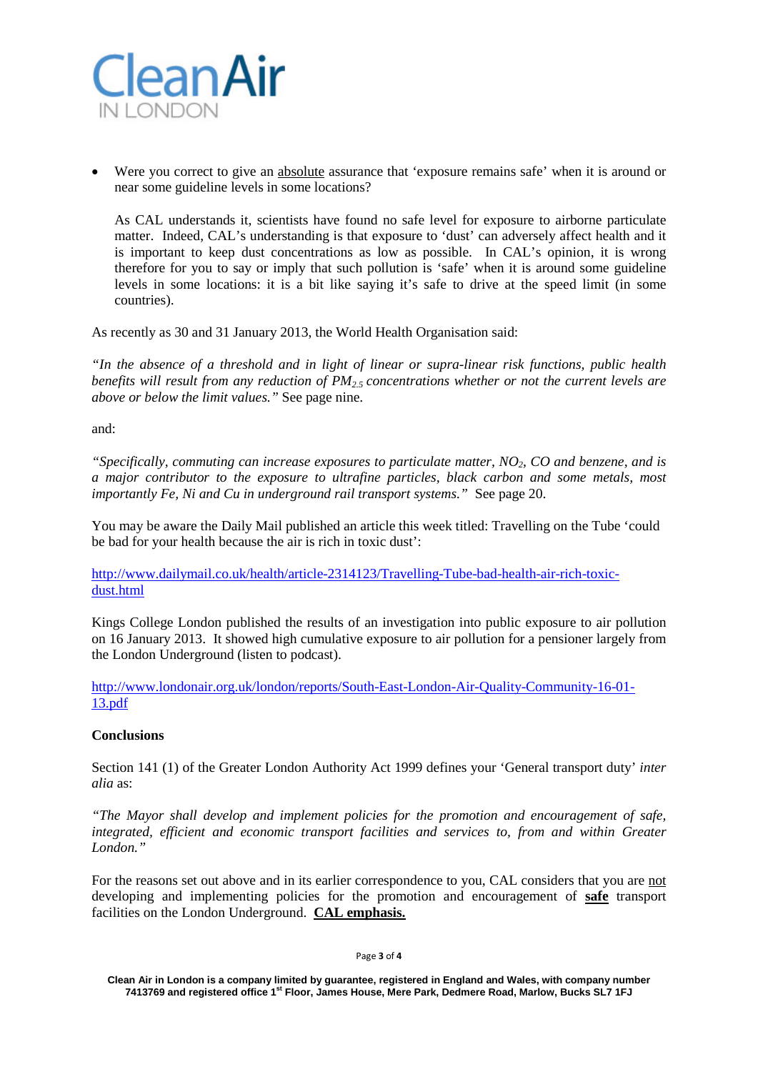- Were you correct to give an <u>absolute</u> assurance that 'exposure remains safe' when it is around or near some guideline levels in some locations?

  As CAL understands it, scientists have found no safe level for exposure to airborne particulate matter. Indeed, CAL's understanding is that exposure to 'dust' can adversely affect health and it is important to keep dust concentrations as low as possible. In CAL's opinion, it is wrong therefore for you to say or imply that such pollution is 'safe' when it is around some guideline levels in some locations: it is a bit like saying it's safe to drive at the speed limit (in some countries).

As recently as 30 and 31 January 2013, the World Health Organisation said:

*"In the absence of a threshold and in light of linear or supra-linear risk functions, public health benefits will result from any reduction of $PM_{2.5}$ concentrations whether or not the current levels are above or below the limit values."* See page nine.

and:

*"Specifically, commuting can increase exposures to particulate matter, $NO_2$, CO and benzene, and is a major contributor to the exposure to ultrafine particles, black carbon and some metals, most importantly Fe, Ni and Cu in underground rail transport systems."* See page 20.

You may be aware the Daily Mail published an article this week titled: Travelling on the Tube 'could be bad for your health because the air is rich in toxic dust':

[http://www.dailymail.co.uk/health/article-2314123/Travelling-Tube-bad-health-air-rich-toxic-dust.html](http://www.dailymail.co.uk/health/article-2314123/Travelling-Tube-bad-health-air-rich-toxic-dust.html)

Kings College London published the results of an investigation into public exposure to air pollution on 16 January 2013. It showed high cumulative exposure to air pollution for a pensioner largely from the London Underground (listen to podcast).

[http://www.londonair.org.uk/london/reports/South-East-London-Air-Quality-Community-16-01-13.pdf](http://www.londonair.org.uk/london/reports/South-East-London-Air-Quality-Community-16-01-13.pdf)

**Conclusions**

Section 141 (1) of the Greater London Authority Act 1999 defines your 'General transport duty' *inter alia* as:

*"The Mayor shall develop and implement policies for the promotion and encouragement of safe, integrated, efficient and economic transport facilities and services to, from and within Greater London."*

For the reasons set out above and in its earlier correspondence to you, CAL considers that you are <u>not</u> developing and implementing policies for the promotion and encouragement of <u>**safe**</u> transport facilities on the London Underground. <u>**CAL emphasis.**</u>

Clean Air in London is a company limited by guarantee, registered in England and Wales, with company number 7413769 and registered office 1st Floor, James House, Mere Park, Dedmere Road, Marlow, Bucks SL7 1FJ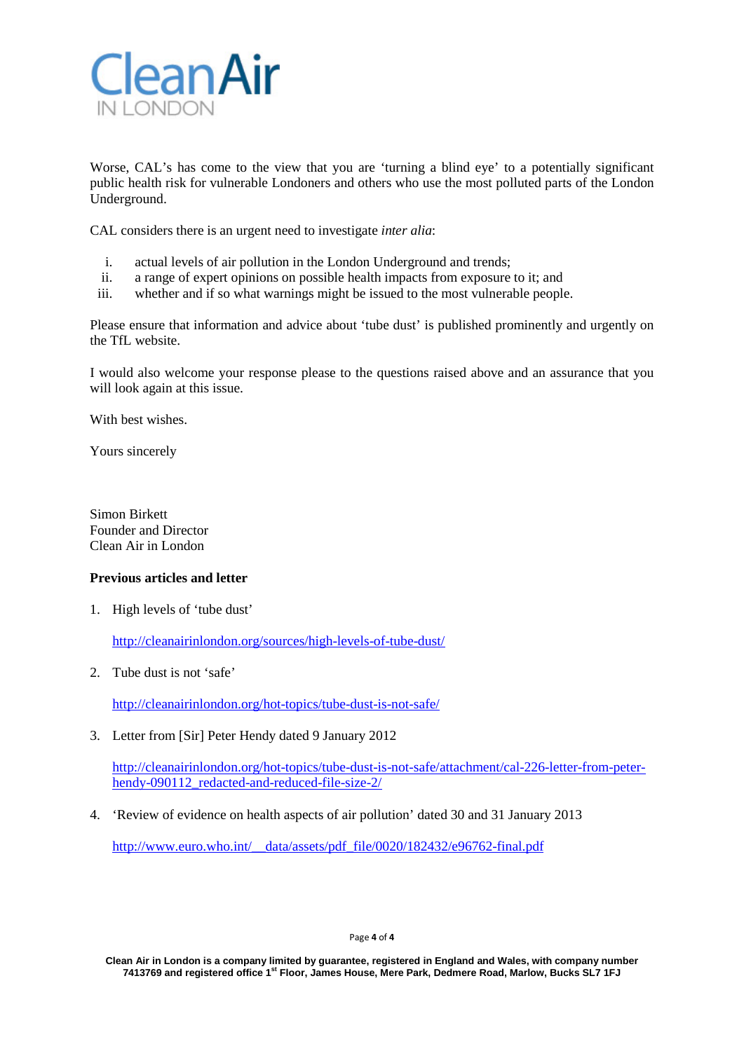Worse, CAL's has come to the view that you are 'turning a blind eye' to a potentially significant public health risk for vulnerable Londoners and others who use the most polluted parts of the London Underground.

CAL considers there is an urgent need to investigate *inter alia*:

i. actual levels of air pollution in the London Underground and trends;
ii. a range of expert opinions on possible health impacts from exposure to it; and
iii. whether and if so what warnings might be issued to the most vulnerable people.

Please ensure that information and advice about 'tube dust' is published prominently and urgently on the TfL website.

I would also welcome your response please to the questions raised above and an assurance that you will look again at this issue.

With best wishes.

Yours sincerely

Simon Birkett
Founder and Director
Clean Air in London

**Previous articles and letter**

1. High levels of 'tube dust'

   http://cleanairinlondon.org/sources/high-levels-of-tube-dust/

2. Tube dust is not 'safe'

   http://cleanairinlondon.org/hot-topics/tube-dust-is-not-safe/

3. Letter from [Sir] Peter Hendy dated 9 January 2012

   http://cleanairinlondon.org/hot-topics/tube-dust-is-not-safe/attachment/cal-226-letter-from-peter-hendy-090112_redacted-and-reduced-file-size-2/

4. 'Review of evidence on health aspects of air pollution' dated 30 and 31 January 2013

   http://www.euro.who.int/__data/assets/pdf_file/0020/182432/e96762-final.pdf

**Clean Air in London is a company limited by guarantee, registered in England and Wales, with company number 7413769 and registered office 1st Floor, James House, Mere Park, Dedmere Road, Marlow, Bucks SL7 1FJ**